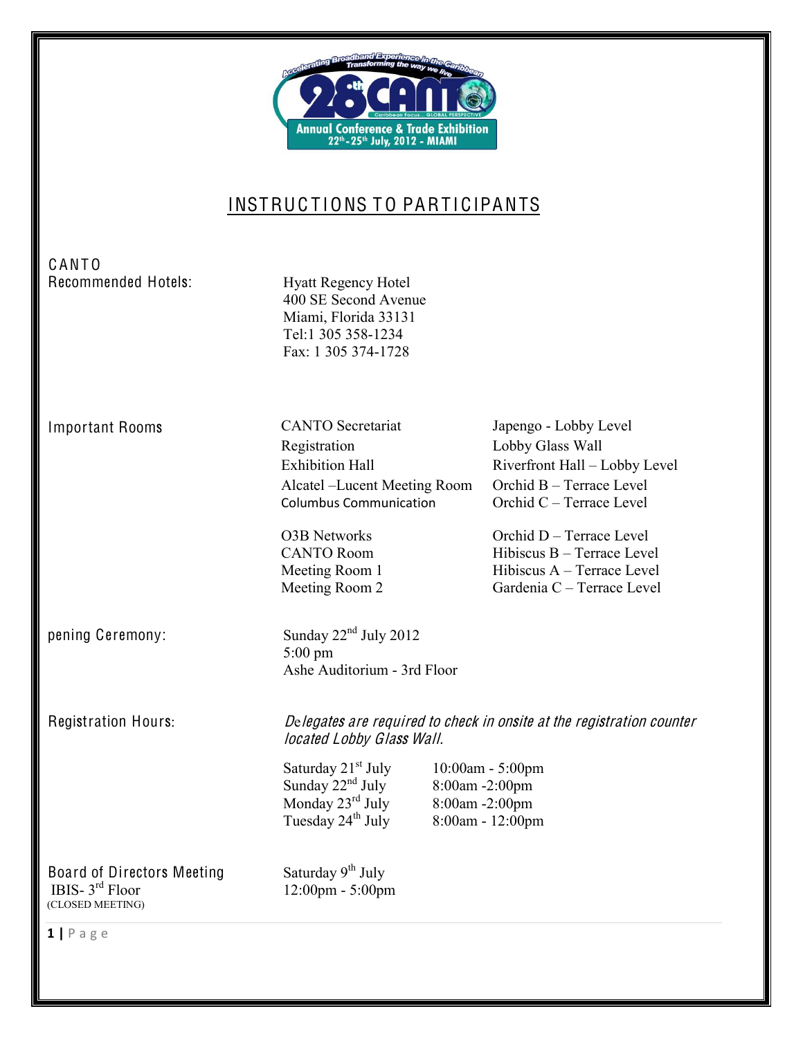# INSTRUCTIONS TO PARTICIPANTS

**CANTO Recommended Hotels:**

Hyatt Regency Hotel
400 SE Second Avenue
Miami, Florida 33131
Tel:1 305 358-1234
Fax: 1 305 374-1728

**Important Rooms**

| | |
|---|---|
| CANTO Secretariat | Japengo - Lobby Level |
| Registration | Lobby Glass Wall |
| Exhibition Hall | Riverfront Hall – Lobby Level |
| Alcatel –Lucent Meeting Room | Orchid B – Terrace Level |
| Columbus Communication | Orchid C – Terrace Level |
| O3B Networks | Orchid D – Terrace Level |
| CANTO Room | Hibiscus B – Terrace Level |
| Meeting Room 1 | Hibiscus A – Terrace Level |
| Meeting Room 2 | Gardenia C – Terrace Level |

**pening Ceremony:**

Sunday 22nd July 2012
5:00 pm
Ashe Auditorium - 3rd Floor

**Registration Hours:**

*Delegates are required to check in onsite at the registration counter located Lobby Glass Wall.*

| | |
|---|---|
| Saturday 21st July | 10:00am - 5:00pm |
| Sunday 22nd July | 8:00am -2:00pm |
| Monday 23rd July | 8:00am -2:00pm |
| Tuesday 24th July | 8:00am - 12:00pm |

**Board of Directors Meeting**
IBIS- 3rd Floor
(CLOSED MEETING)

Saturday 9th July
12:00pm - 5:00pm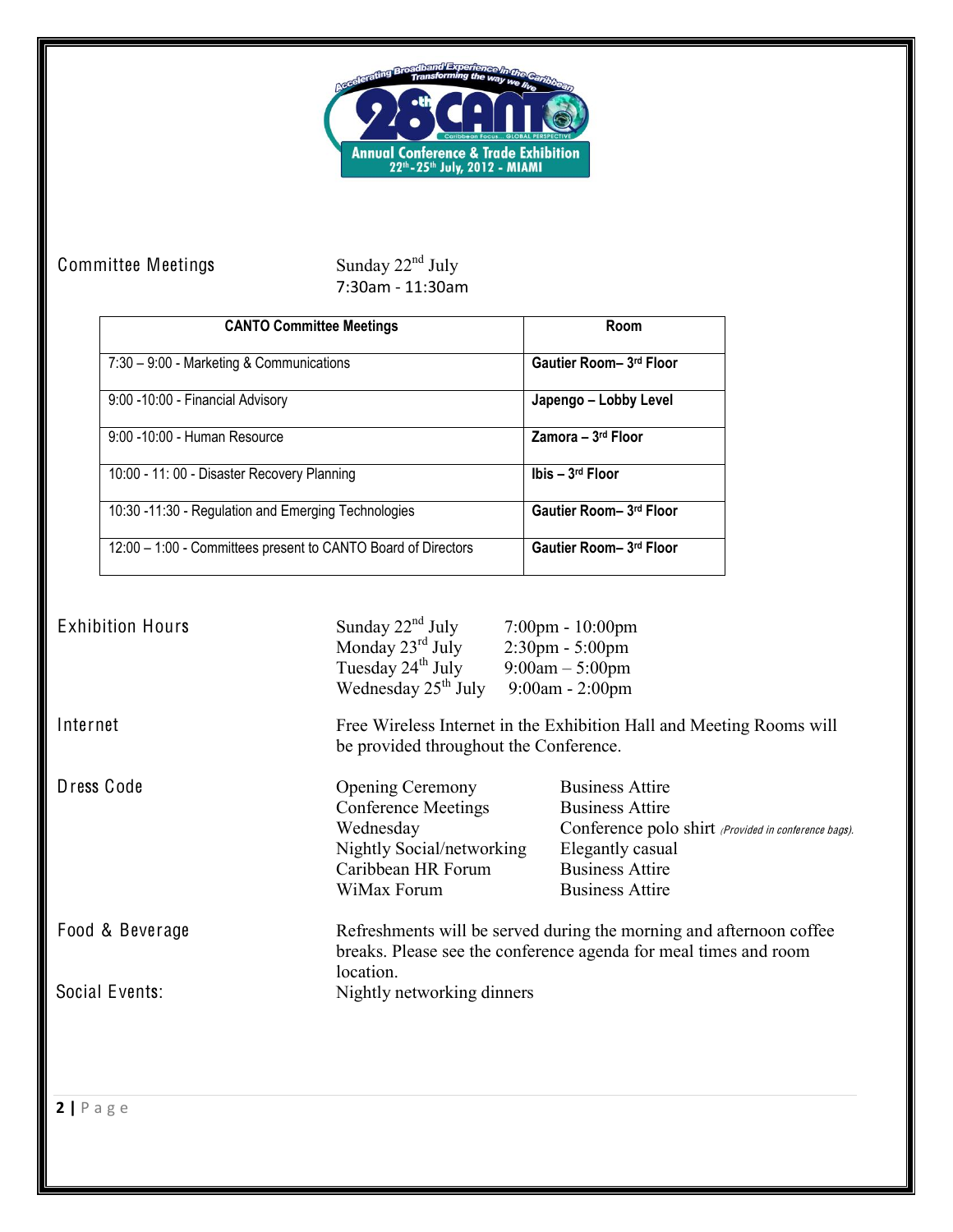## Committee Meetings

Sunday 22nd July
7:30am - 11:30am

| CANTO Committee Meetings | Room |
|---|---|
| 7:30 – 9:00 - Marketing & Communications | **Gautier Room– 3rd Floor** |
| 9:00 -10:00 - Financial Advisory | **Japengo – Lobby Level** |
| 9:00 -10:00 - Human Resource | **Zamora – 3rd Floor** |
| 10:00 - 11: 00 - Disaster Recovery Planning | **Ibis – 3rd Floor** |
| 10:30 -11:30 - Regulation and Emerging Technologies | **Gautier Room– 3rd Floor** |
| 12:00 – 1:00 - Committees present to CANTO Board of Directors | **Gautier Room– 3rd Floor** |

## Exhibition Hours

| | |
|---|---|
| Sunday 22nd July | 7:00pm - 10:00pm |
| Monday 23rd July | 2:30pm - 5:00pm |
| Tuesday 24th July | 9:00am – 5:00pm |
| Wednesday 25th July | 9:00am - 2:00pm |

## Internet

Free Wireless Internet in the Exhibition Hall and Meeting Rooms will be provided throughout the Conference.

## Dress Code

| | |
|---|---|
| Opening Ceremony | Business Attire |
| Conference Meetings | Business Attire |
| Wednesday | Conference polo shirt *(Provided in conference bags).* |
| Nightly Social/networking | Elegantly casual |
| Caribbean HR Forum | Business Attire |
| WiMax Forum | Business Attire |

## Food & Beverage

Refreshments will be served during the morning and afternoon coffee breaks. Please see the conference agenda for meal times and room location.

## Social Events:

Nightly networking dinners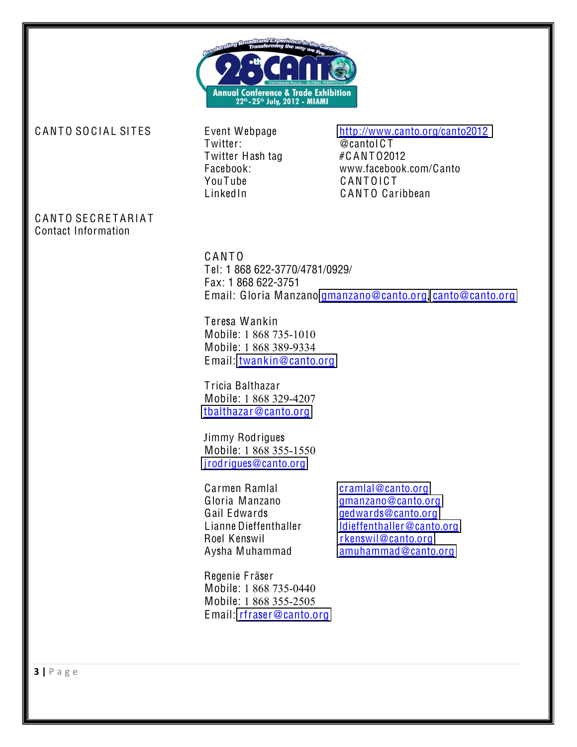Accelerating Broadband Experience in the Caribbean
Transforming the way we live

28th CANTO — Caribbean Focus... GLOBAL PERSPECTIVE

Annual Conference & Trade Exhibition
22th-25th July, 2012 - MIAMI

## CANTO SOCIAL SITES

| | |
|---|---|
| Event Webpage | http://www.canto.org/canto2012 |
| Twitter: | @cantoICT |
| Twitter Hash tag | #CANTO2012 |
| Facebook: | www.facebook.com/Canto |
| YouTube | CANTOICT |
| LinkedIn | CANTO Caribbean |

## CANTO SECRETARIAT
Contact Information

CANTO
Tel: 1 868 622-3770/4781/0929/
Fax: 1 868 622-3751
Email: Gloria Manzano gmanzano@canto.org, canto@canto.org

Teresa Wankin
Mobile: 1 868 735-1010
Mobile: 1 868 389-9334
Email: twankin@canto.org

Tricia Balthazar
Mobile: 1 868 329-4207
tbalthazar@canto.org

Jimmy Rodrigues
Mobile: 1 868 355-1550
jrodrigues@canto.org

| | |
|---|---|
| Carmen Ramlal | cramlal@canto.org |
| Gloria Manzano | gmanzano@canto.org |
| Gail Edwards | gedwards@canto.org |
| Lianne Dieffenthaller | ldieffenthaller@canto.org |
| Roel Kenswil | rkenswil@canto.org |
| Aysha Muhammad | amuhammad@canto.org |

Regenie Fräser
Mobile: 1 868 735-0440
Mobile: 1 868 355-2505
Email: rfraser@canto.org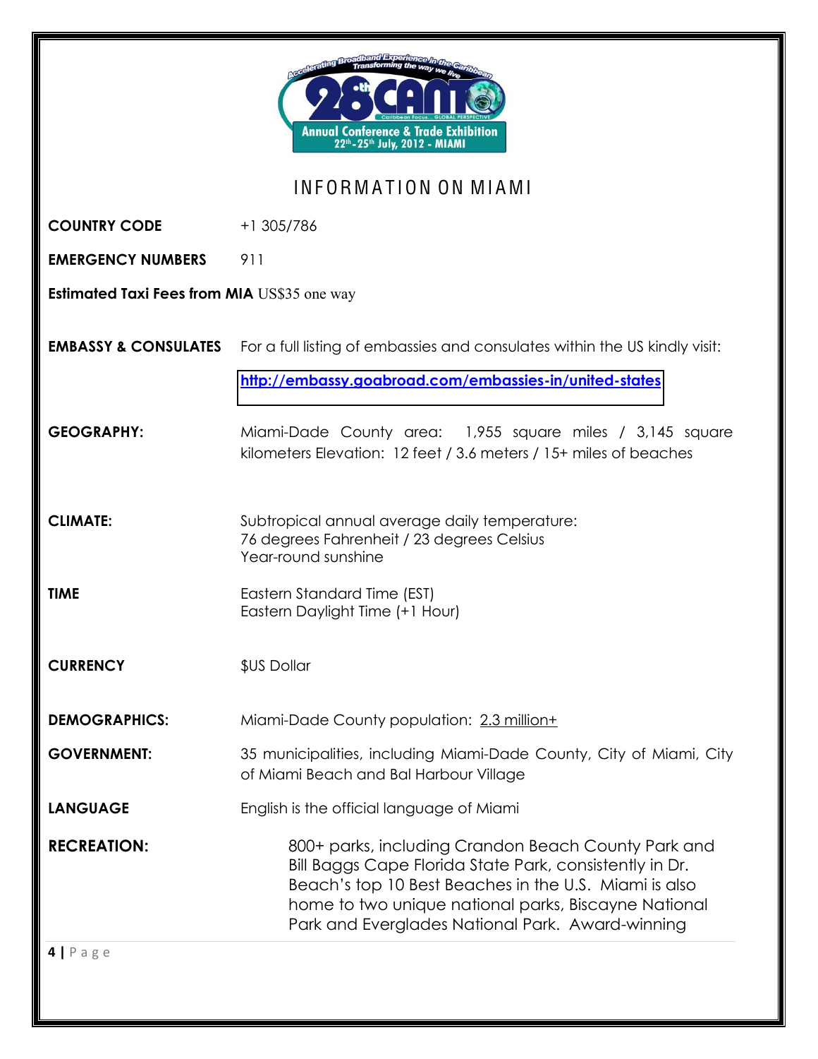# INFORMATION ON MIAMI

| | |
|---|---|
| **COUNTRY CODE** | +1 305/786 |
| **EMERGENCY NUMBERS** | 911 |
| **Estimated Taxi Fees from MIA** | US$35 one way |
| **EMBASSY & CONSULATES** | For a full listing of embassies and consulates within the US kindly visit: http://embassy.goabroad.com/embassies-in/united-states |
| **GEOGRAPHY:** | Miami-Dade County area: 1,955 square miles / 3,145 square kilometers Elevation: 12 feet / 3.6 meters / 15+ miles of beaches |
| **CLIMATE:** | Subtropical annual average daily temperature: 76 degrees Fahrenheit / 23 degrees Celsius Year-round sunshine |
| **TIME** | Eastern Standard Time (EST) Eastern Daylight Time (+1 Hour) |
| **CURRENCY** | $US Dollar |
| **DEMOGRAPHICS:** | Miami-Dade County population: 2.3 million+ |
| **GOVERNMENT:** | 35 municipalities, including Miami-Dade County, City of Miami, City of Miami Beach and Bal Harbour Village |
| **LANGUAGE** | English is the official language of Miami |
| **RECREATION:** | 800+ parks, including Crandon Beach County Park and Bill Baggs Cape Florida State Park, consistently in Dr. Beach's top 10 Best Beaches in the U.S. Miami is also home to two unique national parks, Biscayne National Park and Everglades National Park. Award-winning |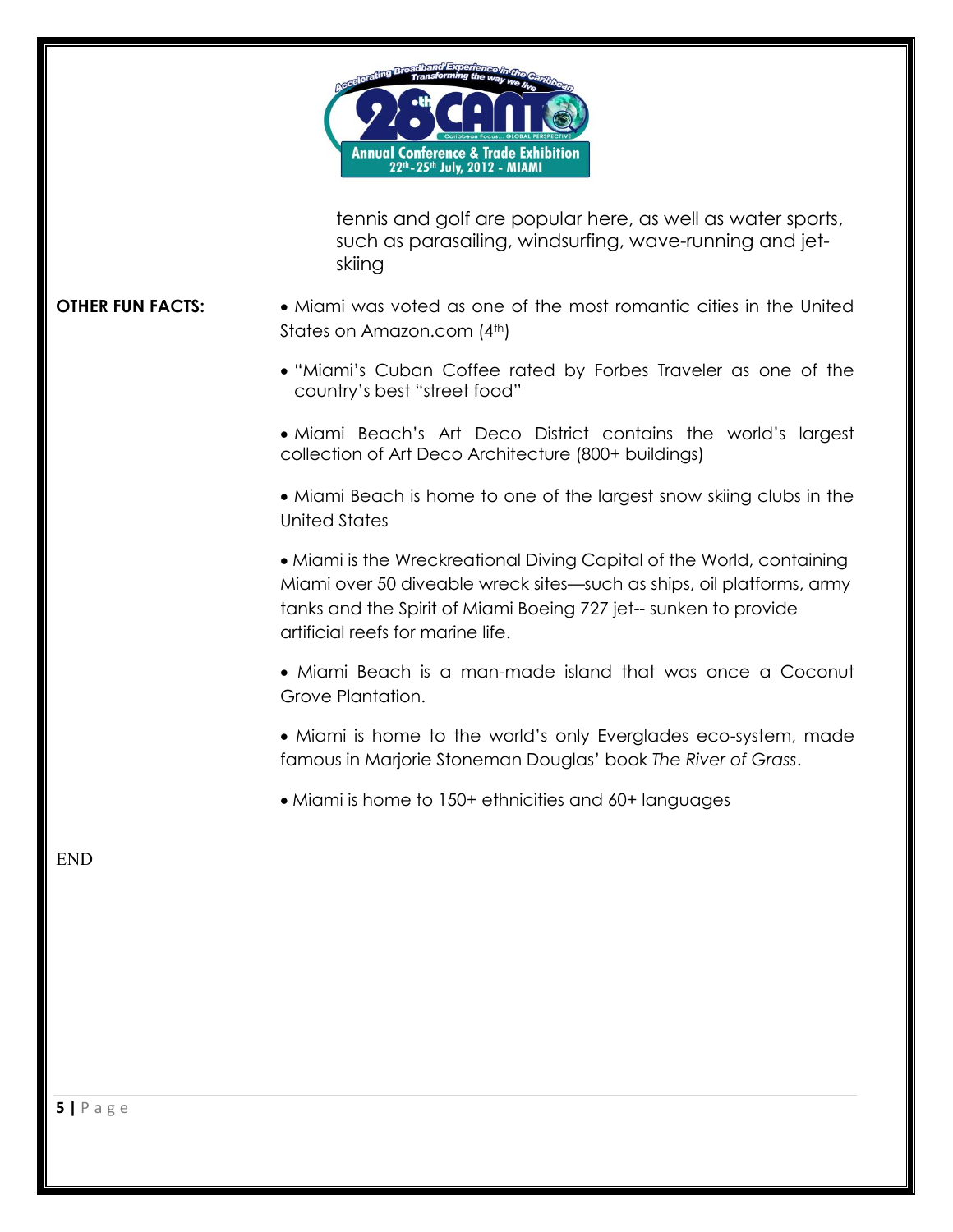tennis and golf are popular here, as well as water sports, such as parasailing, windsurfing, wave-running and jet-skiing

**OTHER FUN FACTS:**

- Miami was voted as one of the most romantic cities in the United States on Amazon.com (4th)
- "Miami's Cuban Coffee rated by Forbes Traveler as one of the country's best "street food"
- Miami Beach's Art Deco District contains the world's largest collection of Art Deco Architecture (800+ buildings)
- Miami Beach is home to one of the largest snow skiing clubs in the United States
- Miami is the Wreckreational Diving Capital of the World, containing Miami over 50 diveable wreck sites—such as ships, oil platforms, army tanks and the Spirit of Miami Boeing 727 jet-- sunken to provide artificial reefs for marine life.
- Miami Beach is a man-made island that was once a Coconut Grove Plantation.
- Miami is home to the world's only Everglades eco-system, made famous in Marjorie Stoneman Douglas' book *The River of Grass*.
- Miami is home to 150+ ethnicities and 60+ languages

END